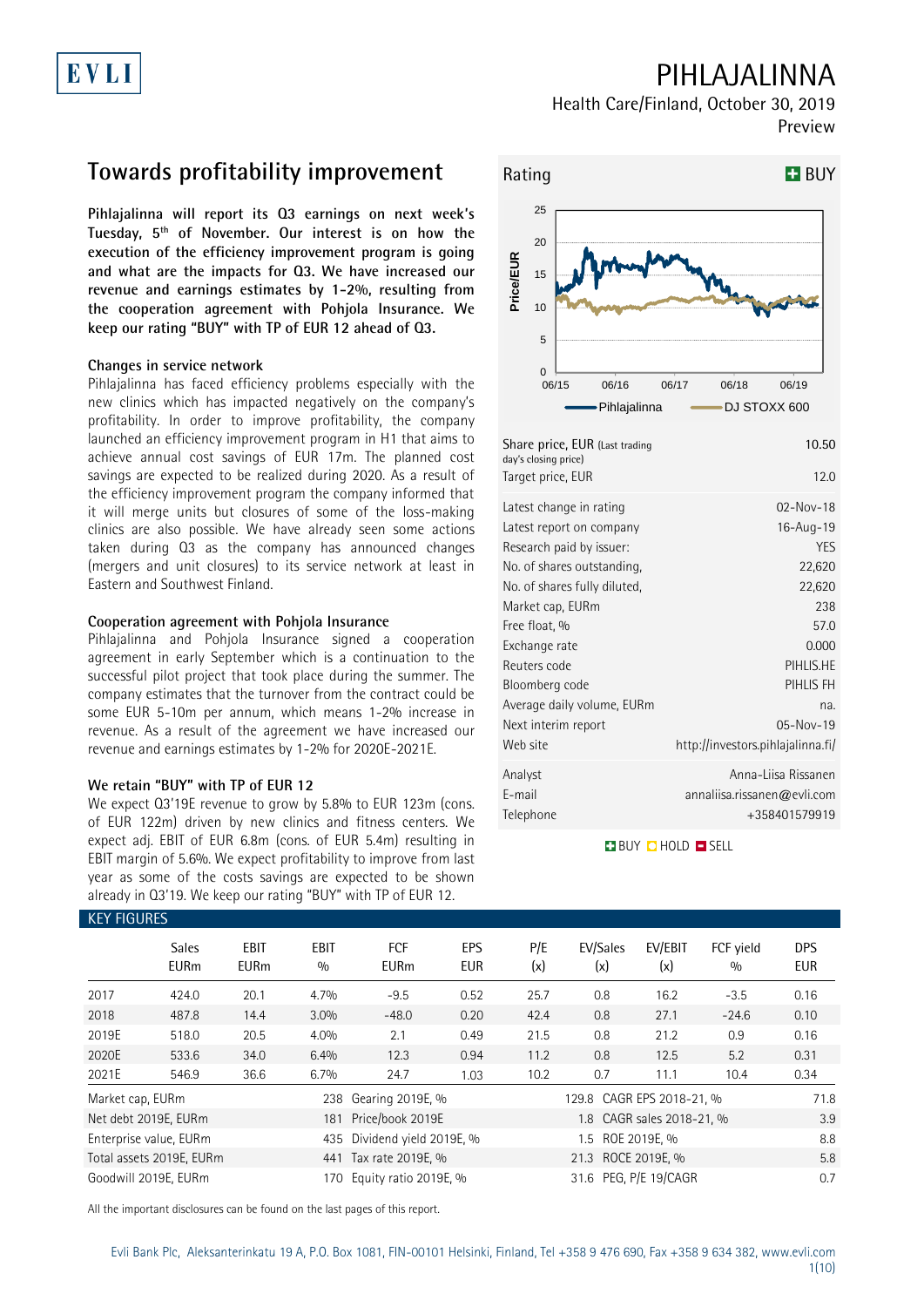# PIHLAJALINNA

Health Care/Finland, October 30, 2019

Preview

## Towards profitability improvement

**Pihlajalinna will report its Q3 earnings on next week's Tuesday, 5th of November. Our interest is on how the execution of the efficiency improvement program is going and what are the impacts for Q3. We have increased our revenue and earnings estimates by 1-2%, resulting from the cooperation agreement with Pohjola Insurance. We keep our rating "BUY" with TP of EUR 12 ahead of Q3.**

### Changes in service network

Pihlajalinna has faced efficiency problems especially with the new clinics which has impacted negatively on the company's profitability. In order to improve profitability, the company launched an efficiency improvement program in H1 that aims to achieve annual cost savings of EUR 17m. The planned cost savings are expected to be realized during 2020. As a result of the efficiency improvement program the company informed that it will merge units but closures of some of the loss-making clinics are also possible. We have already seen some actions taken during Q3 as the company has announced changes (mergers and unit closures) to its service network at least in Eastern and Southwest Finland.

### Cooperation agreement with Pohjola Insurance

Pihlajalinna and Pohjola Insurance signed a cooperation agreement in early September which is a continuation to the successful pilot project that took place during the summer. The company estimates that the turnover from the contract could be some EUR 5-10m per annum, which means 1-2% increase in revenue. As a result of the agreement we have increased our revenue and earnings estimates by 1-2% for 2020E-2021E.

### We retain "BUY" with TP of EUR 12

We expect Q3'19E revenue to grow by 5.8% to EUR 123m (cons. of EUR 122m) driven by new clinics and fitness centers. We expect adj. EBIT of EUR 6.8m (cons. of EUR 5.4m) resulting in EBIT margin of 5.6%. We expect profitability to improve from last year as some of the costs savings are expected to be shown already in Q3'19. We keep our rating "BUY" with TP of EUR 12.

**Rating: BUY**

| | |
|---|---|
| Share price, EUR (Last trading day's closing price) | 10.50 |
| Target price, EUR | 12.0 |
| Latest change in rating | 02-Nov-18 |
| Latest report on company | 16-Aug-19 |
| Research paid by issuer: | YES |
| No. of shares outstanding, | 22,620 |
| No. of shares fully diluted, | 22,620 |
| Market cap, EURm | 238 |
| Free float, % | 57.0 |
| Exchange rate | 0.000 |
| Reuters code | PIHLIS.HE |
| Bloomberg code | PIHLIS FH |
| Average daily volume, EURm | na. |
| Next interim report | 05-Nov-19 |
| Web site | http://investors.pihlajalinna.fi/ |
| Analyst | Anna-Liisa Rissanen |
| E-mail | annaliisa.rissanen@evli.com |
| Telephone | +358401579919 |

### KEY FIGURES

| | Sales EURm | EBIT EURm | EBIT % | FCF EURm | EPS EUR | P/E (x) | EV/Sales (x) | EV/EBIT (x) | FCF yield % | DPS EUR |
|---|---|---|---|---|---|---|---|---|---|---|
| 2017 | 424.0 | 20.1 | 4.7% | -9.5 | 0.52 | 25.7 | 0.8 | 16.2 | -3.5 | 0.16 |
| 2018 | 487.8 | 14.4 | 3.0% | -48.0 | 0.20 | 42.4 | 0.8 | 27.1 | -24.6 | 0.10 |
| 2019E | 518.0 | 20.5 | 4.0% | 2.1 | 0.49 | 21.5 | 0.8 | 21.2 | 0.9 | 0.16 |
| 2020E | 533.6 | 34.0 | 6.4% | 12.3 | 0.94 | 11.2 | 0.8 | 12.5 | 5.2 | 0.31 |
| 2021E | 546.9 | 36.6 | 6.7% | 24.7 | 1.03 | 10.2 | 0.7 | 11.1 | 10.4 | 0.34 |

| | | | | | |
|---|---|---|---|---|---|
| Market cap, EURm | 238 | Gearing 2019E, % | 129.8 | CAGR EPS 2018-21, % | 71.8 |
| Net debt 2019E, EURm | 181 | Price/book 2019E | 1.8 | CAGR sales 2018-21, % | 3.9 |
| Enterprise value, EURm | 435 | Dividend yield 2019E, % | 1.5 | ROE 2019E, % | 8.8 |
| Total assets 2019E, EURm | 441 | Tax rate 2019E, % | 21.3 | ROCE 2019E, % | 5.8 |
| Goodwill 2019E, EURm | 170 | Equity ratio 2019E, % | 31.6 | PEG, P/E 19/CAGR | 0.7 |

All the important disclosures can be found on the last pages of this report.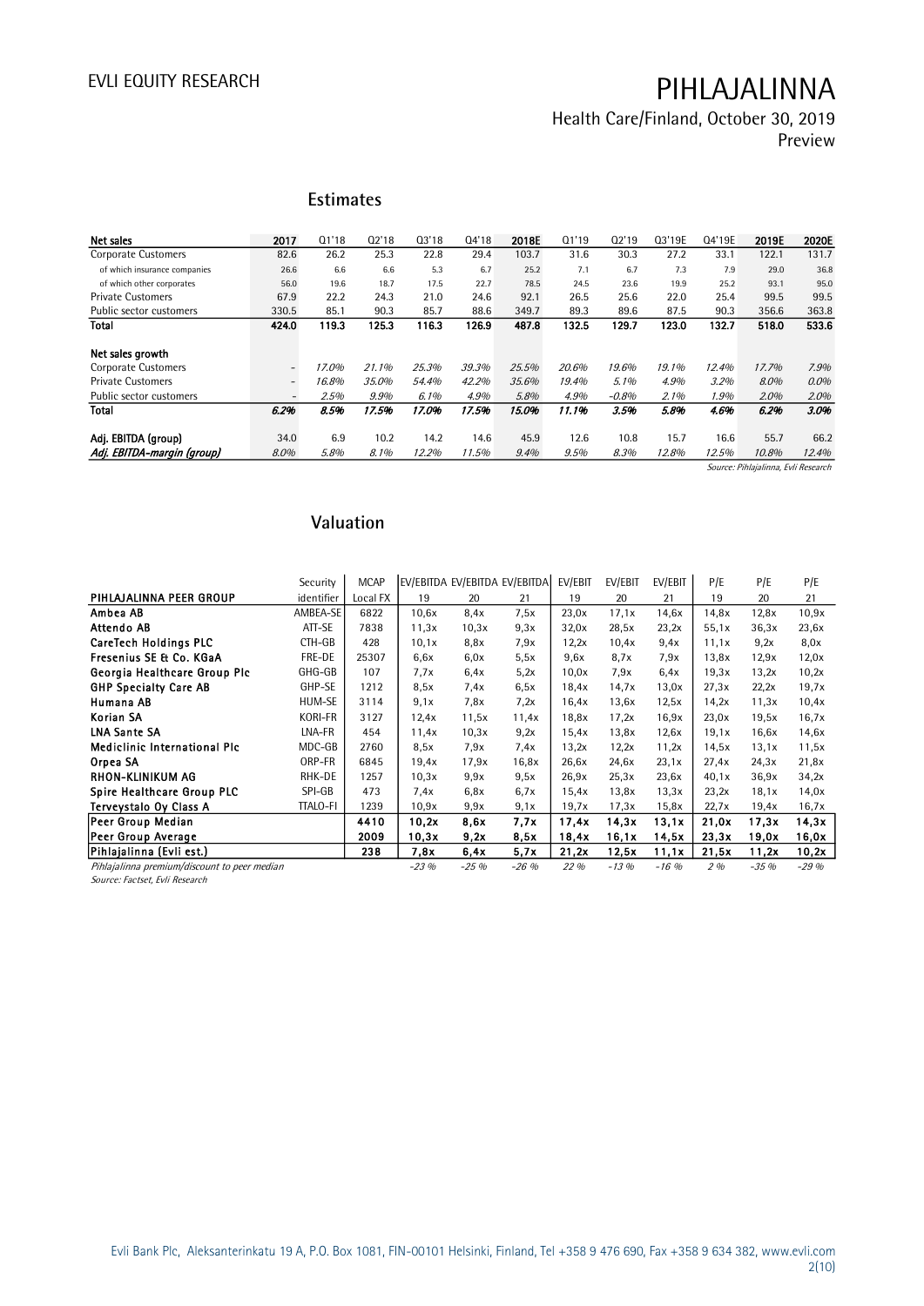## Estimates

| Net sales | 2017 | Q1'18 | Q2'18 | Q3'18 | Q4'18 | 2018E | Q1'19 | Q2'19 | Q3'19E | Q4'19E | 2019E | 2020E |
|---|---|---|---|---|---|---|---|---|---|---|---|---|
| Corporate Customers | 82.6 | 26.2 | 25.3 | 22.8 | 29.4 | 103.7 | 31.6 | 30.3 | 27.2 | 33.1 | 122.1 | 131.7 |
| of which insurance companies | 26.6 | 6.6 | 6.6 | 5.3 | 6.7 | 25.2 | 7.1 | 6.7 | 7.3 | 7.9 | 29.0 | 36.8 |
| of which other corporates | 56.0 | 19.6 | 18.7 | 17.5 | 22.7 | 78.5 | 24.5 | 23.6 | 19.9 | 25.2 | 93.1 | 95.0 |
| Private Customers | 67.9 | 22.2 | 24.3 | 21.0 | 24.6 | 92.1 | 26.5 | 25.6 | 22.0 | 25.4 | 99.5 | 99.5 |
| Public sector customers | 330.5 | 85.1 | 90.3 | 85.7 | 88.6 | 349.7 | 89.3 | 89.6 | 87.5 | 90.3 | 356.6 | 363.8 |
| **Total** | **424.0** | **119.3** | **125.3** | **116.3** | **126.9** | **487.8** | **132.5** | **129.7** | **123.0** | **132.7** | **518.0** | **533.6** |
| | | | | | | | | | | | | |
| **Net sales growth** | | | | | | | | | | | | |
| Corporate Customers | - | *17.0%* | *21.1%* | *25.3%* | *39.3%* | *25.5%* | *20.6%* | *19.6%* | *19.1%* | *12.4%* | *17.7%* | *7.9%* |
| Private Customers | - | *16.8%* | *35.0%* | *54.4%* | *42.2%* | *35.6%* | *19.4%* | *5.1%* | *4.9%* | *3.2%* | *8.0%* | *0.0%* |
| Public sector customers | - | *2.5%* | *9.9%* | *6.1%* | *4.9%* | *5.8%* | *4.9%* | *-0.8%* | *2.1%* | *1.9%* | *2.0%* | *2.0%* |
| **Total** | ***6.2%*** | ***8.5%*** | ***17.5%*** | ***17.0%*** | ***17.5%*** | ***15.0%*** | ***11.1%*** | ***3.5%*** | ***5.8%*** | ***4.6%*** | ***6.2%*** | ***3.0%*** |
| | | | | | | | | | | | | |
| **Adj. EBITDA (group)** | 34.0 | 6.9 | 10.2 | 14.2 | 14.6 | 45.9 | 12.6 | 10.8 | 15.7 | 16.6 | 55.7 | 66.2 |
| ***Adj. EBITDA-margin (group)*** | *8.0%* | *5.8%* | *8.1%* | *12.2%* | *11.5%* | *9.4%* | *9.5%* | *8.3%* | *12.8%* | *12.5%* | *10.8%* | *12.4%* |

*Source: Pihlajalinna, Evli Research*

## Valuation

| PIHLAJALINNA PEER GROUP | Security identifier | MCAP Local FX | EV/EBITDA 19 | EV/EBITDA 20 | EV/EBITDA 21 | EV/EBIT 19 | EV/EBIT 20 | EV/EBIT 21 | P/E 19 | P/E 20 | P/E 21 |
|---|---|---|---|---|---|---|---|---|---|---|---|
| **Ambea AB** | AMBEA-SE | 6822 | 10,6x | 8,4x | 7,5x | 23,0x | 17,1x | 14,6x | 14,8x | 12,8x | 10,9x |
| **Attendo AB** | ATT-SE | 7838 | 11,3x | 10,3x | 9,3x | 32,0x | 28,5x | 23,2x | 55,1x | 36,3x | 23,6x |
| **CareTech Holdings PLC** | CTH-GB | 428 | 10,1x | 8,8x | 7,9x | 12,2x | 10,4x | 9,4x | 11,1x | 9,2x | 8,0x |
| **Fresenius SE & Co. KGaA** | FRE-DE | 25307 | 6,6x | 6,0x | 5,5x | 9,6x | 8,7x | 7,9x | 13,8x | 12,9x | 12,0x |
| **Georgia Healthcare Group Plc** | GHG-GB | 107 | 7,7x | 6,4x | 5,2x | 10,0x | 7,9x | 6,4x | 19,3x | 13,2x | 10,2x |
| **GHP Specialty Care AB** | GHP-SE | 1212 | 8,5x | 7,4x | 6,5x | 18,4x | 14,7x | 13,0x | 27,3x | 22,2x | 19,7x |
| **Humana AB** | HUM-SE | 3114 | 9,1x | 7,8x | 7,2x | 16,4x | 13,6x | 12,5x | 14,2x | 11,3x | 10,4x |
| **Korian SA** | KORI-FR | 3127 | 12,4x | 11,5x | 11,4x | 18,8x | 17,2x | 16,9x | 23,0x | 19,5x | 16,7x |
| **LNA Sante SA** | LNA-FR | 454 | 11,4x | 10,3x | 9,2x | 15,4x | 13,8x | 12,6x | 19,1x | 16,6x | 14,6x |
| **Mediclinic International Plc** | MDC-GB | 2760 | 8,5x | 7,9x | 7,4x | 13,2x | 12,2x | 11,2x | 14,5x | 13,1x | 11,5x |
| **Orpea SA** | ORP-FR | 6845 | 19,4x | 17,9x | 16,8x | 26,6x | 24,6x | 23,1x | 27,4x | 24,3x | 21,8x |
| **RHON-KLINIKUM AG** | RHK-DE | 1257 | 10,3x | 9,9x | 9,5x | 26,9x | 25,3x | 23,6x | 40,1x | 36,9x | 34,2x |
| **Spire Healthcare Group PLC** | SPI-GB | 473 | 7,4x | 6,8x | 6,7x | 15,4x | 13,8x | 13,3x | 23,2x | 18,1x | 14,0x |
| **Terveystalo Oy Class A** | TTALO-FI | 1239 | 10,9x | 9,9x | 9,1x | 19,7x | 17,3x | 15,8x | 22,7x | 19,4x | 16,7x |
| **Peer Group Median** | | **4410** | **10,2x** | **8,6x** | **7,7x** | **17,4x** | **14,3x** | **13,1x** | **21,0x** | **17,3x** | **14,3x** |
| **Peer Group Average** | | **2009** | **10,3x** | **9,2x** | **8,5x** | **18,4x** | **16,1x** | **14,5x** | **23,3x** | **19,0x** | **16,0x** |
| **Pihlajalinna (Evli est.)** | | **238** | **7,8x** | **6,4x** | **5,7x** | **21,2x** | **12,5x** | **11,1x** | **21,5x** | **11,2x** | **10,2x** |
| *Pihlajalinna premium/discount to peer median* | | | *-23 %* | *-25 %* | *-26 %* | *22 %* | *-13 %* | *-16 %* | *2 %* | *-35 %* | *-29 %* |

*Source: Factset, Evli Research*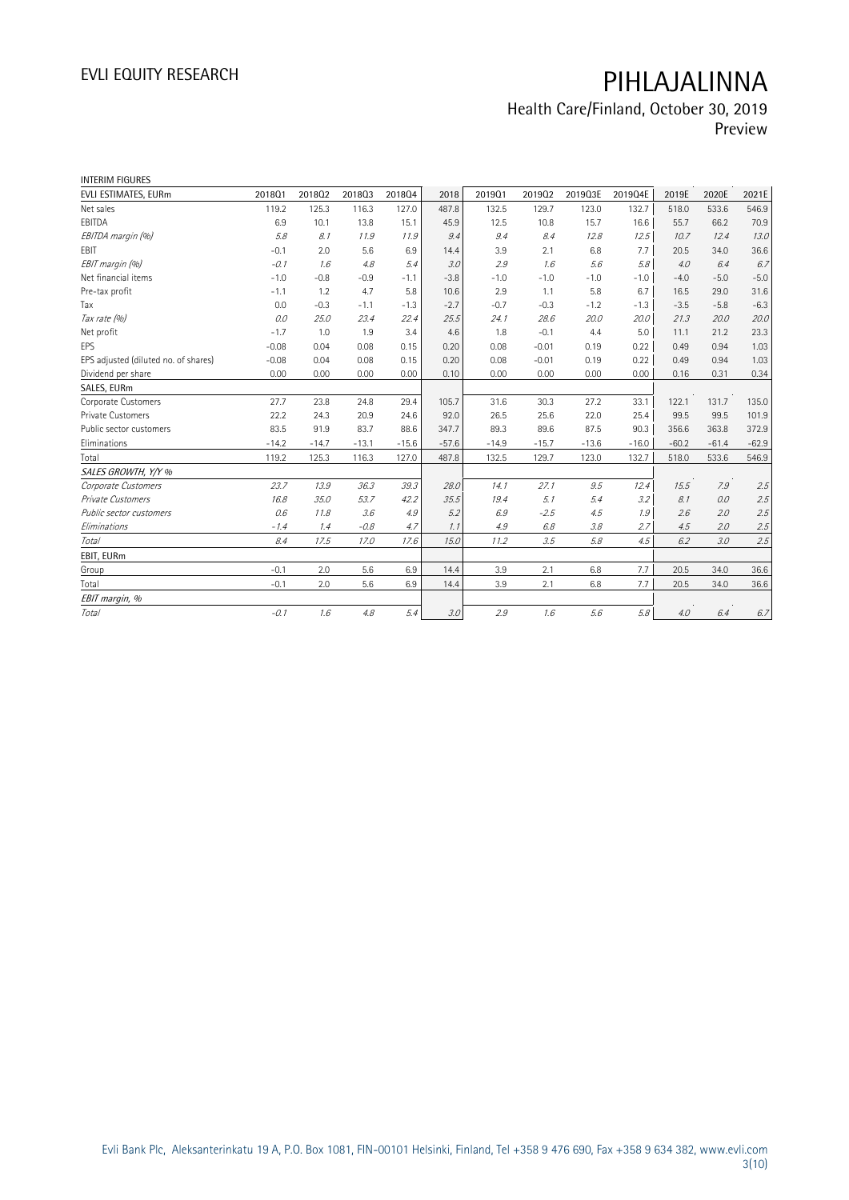INTERIM FIGURES

| EVLI ESTIMATES, EURm | 2018Q1 | 2018Q2 | 2018Q3 | 2018Q4 | 2018 | 2019Q1 | 2019Q2 | 2019Q3E | 2019Q4E | 2019E | 2020E | 2021E |
|---|---|---|---|---|---|---|---|---|---|---|---|---|
| Net sales | 119.2 | 125.3 | 116.3 | 127.0 | 487.8 | 132.5 | 129.7 | 123.0 | 132.7 | 518.0 | 533.6 | 546.9 |
| EBITDA | 6.9 | 10.1 | 13.8 | 15.1 | 45.9 | 12.5 | 10.8 | 15.7 | 16.6 | 55.7 | 66.2 | 70.9 |
| *EBITDA margin (%)* | *5.8* | *8.1* | *11.9* | *11.9* | *9.4* | *9.4* | *8.4* | *12.8* | *12.5* | *10.7* | *12.4* | *13.0* |
| EBIT | -0.1 | 2.0 | 5.6 | 6.9 | 14.4 | 3.9 | 2.1 | 6.8 | 7.7 | 20.5 | 34.0 | 36.6 |
| *EBIT margin (%)* | *-0.1* | *1.6* | *4.8* | *5.4* | *3.0* | *2.9* | *1.6* | *5.6* | *5.8* | *4.0* | *6.4* | *6.7* |
| Net financial items | -1.0 | -0.8 | -0.9 | -1.1 | -3.8 | -1.0 | -1.0 | -1.0 | -1.0 | -4.0 | -5.0 | -5.0 |
| Pre-tax profit | -1.1 | 1.2 | 4.7 | 5.8 | 10.6 | 2.9 | 1.1 | 5.8 | 6.7 | 16.5 | 29.0 | 31.6 |
| Tax | 0.0 | -0.3 | -1.1 | -1.3 | -2.7 | -0.7 | -0.3 | -1.2 | -1.3 | -3.5 | -5.8 | -6.3 |
| *Tax rate (%)* | *0.0* | *25.0* | *23.4* | *22.4* | *25.5* | *24.1* | *28.6* | *20.0* | *20.0* | *21.3* | *20.0* | *20.0* |
| Net profit | -1.7 | 1.0 | 1.9 | 3.4 | 4.6 | 1.8 | -0.1 | 4.4 | 5.0 | 11.1 | 21.2 | 23.3 |
| EPS | -0.08 | 0.04 | 0.08 | 0.15 | 0.20 | 0.08 | -0.01 | 0.19 | 0.22 | 0.49 | 0.94 | 1.03 |
| EPS adjusted (diluted no. of shares) | -0.08 | 0.04 | 0.08 | 0.15 | 0.20 | 0.08 | -0.01 | 0.19 | 0.22 | 0.49 | 0.94 | 1.03 |
| Dividend per share | 0.00 | 0.00 | 0.00 | 0.00 | 0.10 | 0.00 | 0.00 | 0.00 | 0.00 | 0.16 | 0.31 | 0.34 |
| SALES, EURm | | | | | | | | | | | | |
| Corporate Customers | 27.7 | 23.8 | 24.8 | 29.4 | 105.7 | 31.6 | 30.3 | 27.2 | 33.1 | 122.1 | 131.7 | 135.0 |
| Private Customers | 22.2 | 24.3 | 20.9 | 24.6 | 92.0 | 26.5 | 25.6 | 22.0 | 25.4 | 99.5 | 99.5 | 101.9 |
| Public sector customers | 83.5 | 91.9 | 83.7 | 88.6 | 347.7 | 89.3 | 89.6 | 87.5 | 90.3 | 356.6 | 363.8 | 372.9 |
| Eliminations | -14.2 | -14.7 | -13.1 | -15.6 | -57.6 | -14.9 | -15.7 | -13.6 | -16.0 | -60.2 | -61.4 | -62.9 |
| Total | 119.2 | 125.3 | 116.3 | 127.0 | 487.8 | 132.5 | 129.7 | 123.0 | 132.7 | 518.0 | 533.6 | 546.9 |
| *SALES GROWTH, Y/Y %* | | | | | | | | | | | | |
| *Corporate Customers* | *23.7* | *13.9* | *36.3* | *39.3* | *28.0* | *14.1* | *27.1* | *9.5* | *12.4* | *15.5* | *7.9* | *2.5* |
| *Private Customers* | *16.8* | *35.0* | *53.7* | *42.2* | *35.5* | *19.4* | *5.1* | *5.4* | *3.2* | *8.1* | *0.0* | *2.5* |
| *Public sector customers* | *0.6* | *11.8* | *3.6* | *4.9* | *5.2* | *6.9* | *-2.5* | *4.5* | *1.9* | *2.6* | *2.0* | *2.5* |
| *Eliminations* | *-1.4* | *1.4* | *-0.8* | *4.7* | *1.1* | *4.9* | *6.8* | *3.8* | *2.7* | *4.5* | *2.0* | *2.5* |
| *Total* | *8.4* | *17.5* | *17.0* | *17.6* | *15.0* | *11.2* | *3.5* | *5.8* | *4.5* | *6.2* | *3.0* | *2.5* |
| EBIT, EURm | | | | | | | | | | | | |
| Group | -0.1 | 2.0 | 5.6 | 6.9 | 14.4 | 3.9 | 2.1 | 6.8 | 7.7 | 20.5 | 34.0 | 36.6 |
| Total | -0.1 | 2.0 | 5.6 | 6.9 | 14.4 | 3.9 | 2.1 | 6.8 | 7.7 | 20.5 | 34.0 | 36.6 |
| *EBIT margin, %* | | | | | | | | | | | | |
| *Total* | *-0.1* | *1.6* | *4.8* | *5.4* | *3.0* | *2.9* | *1.6* | *5.6* | *5.8* | *4.0* | *6.4* | *6.7* |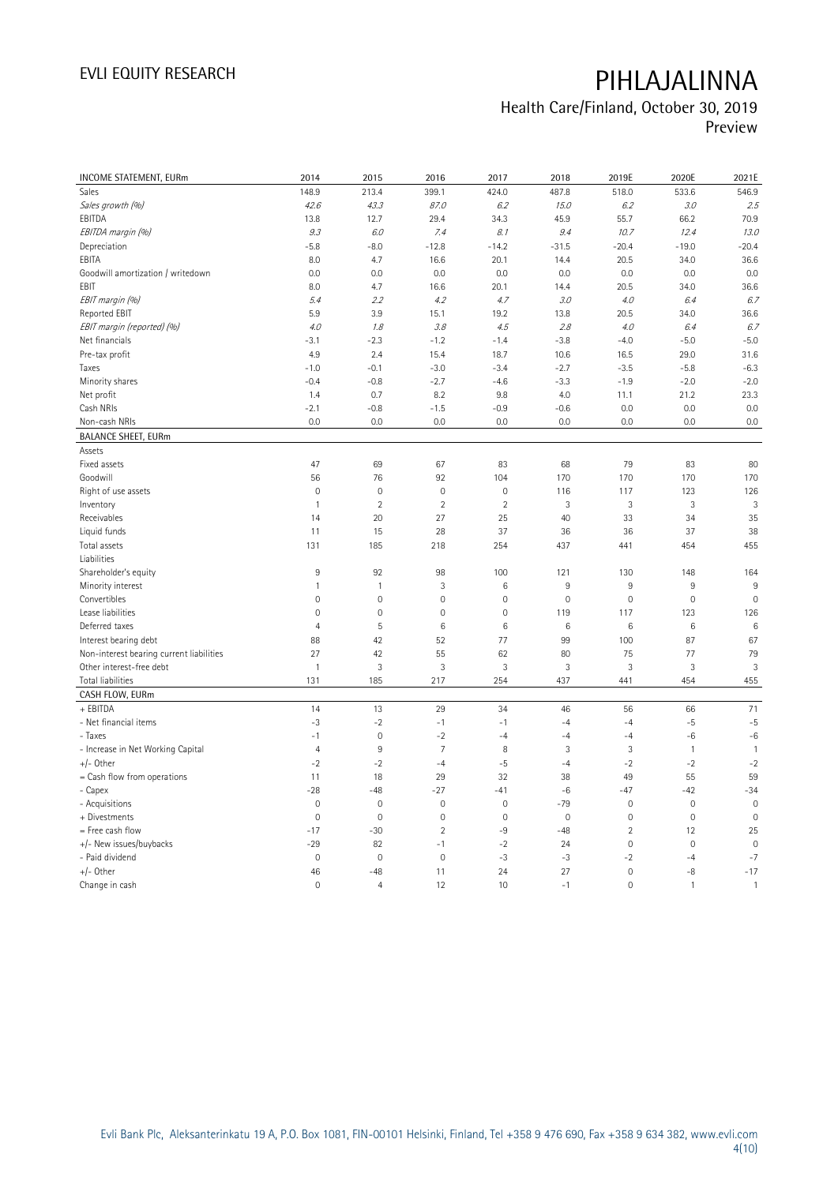# PIHLAJALINNA

## Health Care/Finland, October 30, 2019
Preview

| INCOME STATEMENT, EURm | 2014 | 2015 | 2016 | 2017 | 2018 | 2019E | 2020E | 2021E |
|---|---|---|---|---|---|---|---|---|
| Sales | 148.9 | 213.4 | 399.1 | 424.0 | 487.8 | 518.0 | 533.6 | 546.9 |
| *Sales growth (%)* | *42.6* | *43.3* | *87.0* | *6.2* | *15.0* | *6.2* | *3.0* | *2.5* |
| EBITDA | 13.8 | 12.7 | 29.4 | 34.3 | 45.9 | 55.7 | 66.2 | 70.9 |
| *EBITDA margin (%)* | *9.3* | *6.0* | *7.4* | *8.1* | *9.4* | *10.7* | *12.4* | *13.0* |
| Depreciation | -5.8 | -8.0 | -12.8 | -14.2 | -31.5 | -20.4 | -19.0 | -20.4 |
| EBITA | 8.0 | 4.7 | 16.6 | 20.1 | 14.4 | 20.5 | 34.0 | 36.6 |
| Goodwill amortization / writedown | 0.0 | 0.0 | 0.0 | 0.0 | 0.0 | 0.0 | 0.0 | 0.0 |
| EBIT | 8.0 | 4.7 | 16.6 | 20.1 | 14.4 | 20.5 | 34.0 | 36.6 |
| *EBIT margin (%)* | *5.4* | *2.2* | *4.2* | *4.7* | *3.0* | *4.0* | *6.4* | *6.7* |
| Reported EBIT | 5.9 | 3.9 | 15.1 | 19.2 | 13.8 | 20.5 | 34.0 | 36.6 |
| *EBIT margin (reported) (%)* | *4.0* | *1.8* | *3.8* | *4.5* | *2.8* | *4.0* | *6.4* | *6.7* |
| Net financials | -3.1 | -2.3 | -1.2 | -1.4 | -3.8 | -4.0 | -5.0 | -5.0 |
| Pre-tax profit | 4.9 | 2.4 | 15.4 | 18.7 | 10.6 | 16.5 | 29.0 | 31.6 |
| Taxes | -1.0 | -0.1 | -3.0 | -3.4 | -2.7 | -3.5 | -5.8 | -6.3 |
| Minority shares | -0.4 | -0.8 | -2.7 | -4.6 | -3.3 | -1.9 | -2.0 | -2.0 |
| Net profit | 1.4 | 0.7 | 8.2 | 9.8 | 4.0 | 11.1 | 21.2 | 23.3 |
| Cash NRIs | -2.1 | -0.8 | -1.5 | -0.9 | -0.6 | 0.0 | 0.0 | 0.0 |
| Non-cash NRIs | 0.0 | 0.0 | 0.0 | 0.0 | 0.0 | 0.0 | 0.0 | 0.0 |
| **BALANCE SHEET, EURm** | | | | | | | | |
| Assets | | | | | | | | |
| Fixed assets | 47 | 69 | 67 | 83 | 68 | 79 | 83 | 80 |
| Goodwill | 56 | 76 | 92 | 104 | 170 | 170 | 170 | 170 |
| Right of use assets | 0 | 0 | 0 | 0 | 116 | 117 | 123 | 126 |
| Inventory | 1 | 2 | 2 | 2 | 3 | 3 | 3 | 3 |
| Receivables | 14 | 20 | 27 | 25 | 40 | 33 | 34 | 35 |
| Liquid funds | 11 | 15 | 28 | 37 | 36 | 36 | 37 | 38 |
| Total assets | 131 | 185 | 218 | 254 | 437 | 441 | 454 | 455 |
| Liabilities | | | | | | | | |
| Shareholder's equity | 9 | 92 | 98 | 100 | 121 | 130 | 148 | 164 |
| Minority interest | 1 | 1 | 3 | 6 | 9 | 9 | 9 | 9 |
| Convertibles | 0 | 0 | 0 | 0 | 0 | 0 | 0 | 0 |
| Lease liabilities | 0 | 0 | 0 | 0 | 119 | 117 | 123 | 126 |
| Deferred taxes | 4 | 5 | 6 | 6 | 6 | 6 | 6 | 6 |
| Interest bearing debt | 88 | 42 | 52 | 77 | 99 | 100 | 87 | 67 |
| Non-interest bearing current liabilities | 27 | 42 | 55 | 62 | 80 | 75 | 77 | 79 |
| Other interest-free debt | 1 | 3 | 3 | 3 | 3 | 3 | 3 | 3 |
| Total liabilities | 131 | 185 | 217 | 254 | 437 | 441 | 454 | 455 |
| **CASH FLOW, EURm** | | | | | | | | |
| + EBITDA | 14 | 13 | 29 | 34 | 46 | 56 | 66 | 71 |
| - Net financial items | -3 | -2 | -1 | -1 | -4 | -4 | -5 | -5 |
| - Taxes | -1 | 0 | -2 | -4 | -4 | -4 | -6 | -6 |
| - Increase in Net Working Capital | 4 | 9 | 7 | 8 | 3 | 3 | 1 | 1 |
| +/- Other | -2 | -2 | -4 | -5 | -4 | -2 | -2 | -2 |
| = Cash flow from operations | 11 | 18 | 29 | 32 | 38 | 49 | 55 | 59 |
| - Capex | -28 | -48 | -27 | -41 | -6 | -47 | -42 | -34 |
| - Acquisitions | 0 | 0 | 0 | 0 | -79 | 0 | 0 | 0 |
| + Divestments | 0 | 0 | 0 | 0 | 0 | 0 | 0 | 0 |
| = Free cash flow | -17 | -30 | 2 | -9 | -48 | 2 | 12 | 25 |
| +/- New issues/buybacks | -29 | 82 | -1 | -2 | 24 | 0 | 0 | 0 |
| - Paid dividend | 0 | 0 | 0 | -3 | -3 | -2 | -4 | -7 |
| +/- Other | 46 | -48 | 11 | 24 | 27 | 0 | -8 | -17 |
| Change in cash | 0 | 4 | 12 | 10 | -1 | 0 | 1 | 1 |

Evli Bank Plc, Aleksanterinkatu 19 A, P.O. Box 1081, FIN-00101 Helsinki, Finland, Tel +358 9 476 690, Fax +358 9 634 382, www.evli.com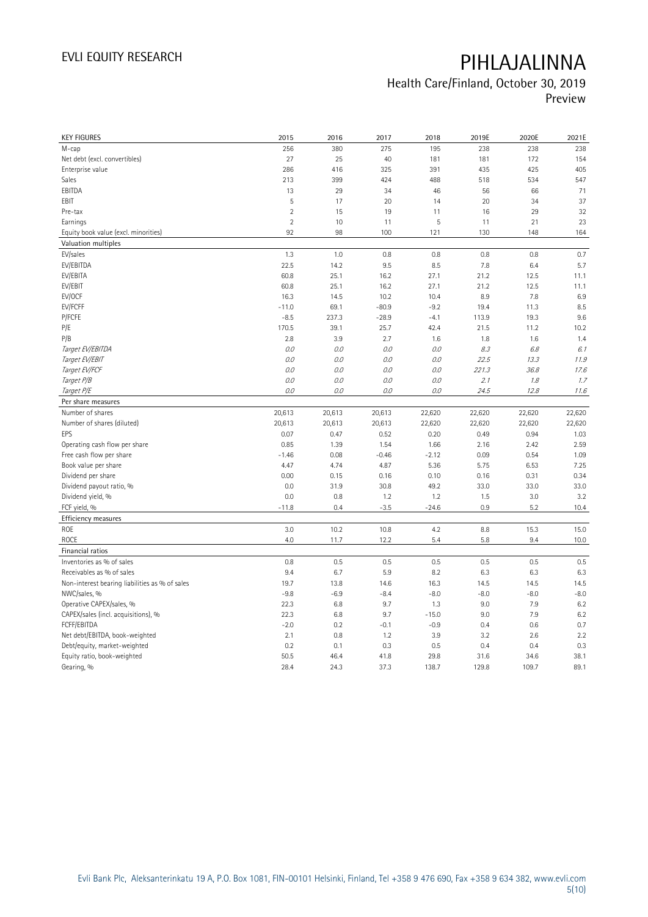# PIHLAJALINNA

## Health Care/Finland, October 30, 2019

Preview

| KEY FIGURES | 2015 | 2016 | 2017 | 2018 | 2019E | 2020E | 2021E |
|---|---|---|---|---|---|---|---|
| M-cap | 256 | 380 | 275 | 195 | 238 | 238 | 238 |
| Net debt (excl. convertibles) | 27 | 25 | 40 | 181 | 181 | 172 | 154 |
| Enterprise value | 286 | 416 | 325 | 391 | 435 | 425 | 405 |
| Sales | 213 | 399 | 424 | 488 | 518 | 534 | 547 |
| EBITDA | 13 | 29 | 34 | 46 | 56 | 66 | 71 |
| EBIT | 5 | 17 | 20 | 14 | 20 | 34 | 37 |
| Pre-tax | 2 | 15 | 19 | 11 | 16 | 29 | 32 |
| Earnings | 2 | 10 | 11 | 5 | 11 | 21 | 23 |
| Equity book value (excl. minorities) | 92 | 98 | 100 | 121 | 130 | 148 | 164 |
| **Valuation multiples** | | | | | | | |
| EV/sales | 1.3 | 1.0 | 0.8 | 0.8 | 0.8 | 0.8 | 0.7 |
| EV/EBITDA | 22.5 | 14.2 | 9.5 | 8.5 | 7.8 | 6.4 | 5.7 |
| EV/EBITA | 60.8 | 25.1 | 16.2 | 27.1 | 21.2 | 12.5 | 11.1 |
| EV/EBIT | 60.8 | 25.1 | 16.2 | 27.1 | 21.2 | 12.5 | 11.1 |
| EV/OCF | 16.3 | 14.5 | 10.2 | 10.4 | 8.9 | 7.8 | 6.9 |
| EV/FCFF | -11.0 | 69.1 | -80.9 | -9.2 | 19.4 | 11.3 | 8.5 |
| P/FCFE | -8.5 | 237.3 | -28.9 | -4.1 | 113.9 | 19.3 | 9.6 |
| P/E | 170.5 | 39.1 | 25.7 | 42.4 | 21.5 | 11.2 | 10.2 |
| P/B | 2.8 | 3.9 | 2.7 | 1.6 | 1.8 | 1.6 | 1.4 |
| *Target EV/EBITDA* | *0.0* | *0.0* | *0.0* | *0.0* | *8.3* | *6.8* | *6.1* |
| *Target EV/EBIT* | *0.0* | *0.0* | *0.0* | *0.0* | *22.5* | *13.3* | *11.9* |
| *Target EV/FCF* | *0.0* | *0.0* | *0.0* | *0.0* | *221.3* | *36.8* | *17.6* |
| *Target P/B* | *0.0* | *0.0* | *0.0* | *0.0* | *2.1* | *1.8* | *1.7* |
| *Target P/E* | *0.0* | *0.0* | *0.0* | *0.0* | *24.5* | *12.8* | *11.6* |
| **Per share measures** | | | | | | | |
| Number of shares | 20,613 | 20,613 | 20,613 | 22,620 | 22,620 | 22,620 | 22,620 |
| Number of shares (diluted) | 20,613 | 20,613 | 20,613 | 22,620 | 22,620 | 22,620 | 22,620 |
| EPS | 0.07 | 0.47 | 0.52 | 0.20 | 0.49 | 0.94 | 1.03 |
| Operating cash flow per share | 0.85 | 1.39 | 1.54 | 1.66 | 2.16 | 2.42 | 2.59 |
| Free cash flow per share | -1.46 | 0.08 | -0.46 | -2.12 | 0.09 | 0.54 | 1.09 |
| Book value per share | 4.47 | 4.74 | 4.87 | 5.36 | 5.75 | 6.53 | 7.25 |
| Dividend per share | 0.00 | 0.15 | 0.16 | 0.10 | 0.16 | 0.31 | 0.34 |
| Dividend payout ratio, % | 0.0 | 31.9 | 30.8 | 49.2 | 33.0 | 33.0 | 33.0 |
| Dividend yield, % | 0.0 | 0.8 | 1.2 | 1.2 | 1.5 | 3.0 | 3.2 |
| FCF yield, % | -11.8 | 0.4 | -3.5 | -24.6 | 0.9 | 5.2 | 10.4 |
| **Efficiency measures** | | | | | | | |
| ROE | 3.0 | 10.2 | 10.8 | 4.2 | 8.8 | 15.3 | 15.0 |
| ROCE | 4.0 | 11.7 | 12.2 | 5.4 | 5.8 | 9.4 | 10.0 |
| **Financial ratios** | | | | | | | |
| Inventories as % of sales | 0.8 | 0.5 | 0.5 | 0.5 | 0.5 | 0.5 | 0.5 |
| Receivables as % of sales | 9.4 | 6.7 | 5.9 | 8.2 | 6.3 | 6.3 | 6.3 |
| Non-interest bearing liabilities as % of sales | 19.7 | 13.8 | 14.6 | 16.3 | 14.5 | 14.5 | 14.5 |
| NWC/sales, % | -9.8 | -6.9 | -8.4 | -8.0 | -8.0 | -8.0 | -8.0 |
| Operative CAPEX/sales, % | 22.3 | 6.8 | 9.7 | 1.3 | 9.0 | 7.9 | 6.2 |
| CAPEX/sales (incl. acquisitions), % | 22.3 | 6.8 | 9.7 | -15.0 | 9.0 | 7.9 | 6.2 |
| FCFF/EBITDA | -2.0 | 0.2 | -0.1 | -0.9 | 0.4 | 0.6 | 0.7 |
| Net debt/EBITDA, book-weighted | 2.1 | 0.8 | 1.2 | 3.9 | 3.2 | 2.6 | 2.2 |
| Debt/equity, market-weighted | 0.2 | 0.1 | 0.3 | 0.5 | 0.4 | 0.4 | 0.3 |
| Equity ratio, book-weighted | 50.5 | 46.4 | 41.8 | 29.8 | 31.6 | 34.6 | 38.1 |
| Gearing, % | 28.4 | 24.3 | 37.3 | 138.7 | 129.8 | 109.7 | 89.1 |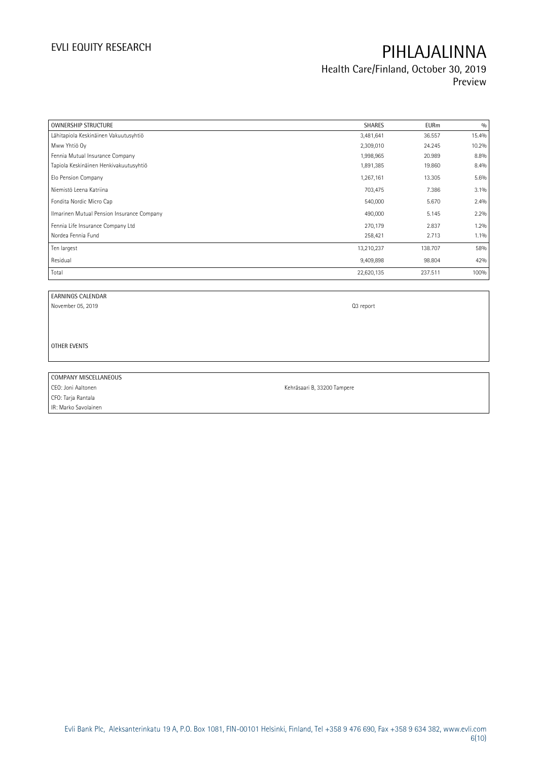| OWNERSHIP STRUCTURE | SHARES | EURm | % |
|---|---|---|---|
| Lähitapiola Keskinäinen Vakuutusyhtiö | 3,481,641 | 36.557 | 15.4% |
| Mww Yhtiö Oy | 2,309,010 | 24.245 | 10.2% |
| Fennia Mutual Insurance Company | 1,998,965 | 20.989 | 8.8% |
| Tapiola Keskinäinen Henkivakuutusyhtiö | 1,891,385 | 19.860 | 8.4% |
| Elo Pension Company | 1,267,161 | 13.305 | 5.6% |
| Niemistö Leena Katriina | 703,475 | 7.386 | 3.1% |
| Fondita Nordic Micro Cap | 540,000 | 5.670 | 2.4% |
| Ilmarinen Mutual Pension Insurance Company | 490,000 | 5.145 | 2.2% |
| Fennia Life Insurance Company Ltd | 270,179 | 2.837 | 1.2% |
| Nordea Fennia Fund | 258,421 | 2.713 | 1.1% |
| Ten largest | 13,210,237 | 138.707 | 58% |
| Residual | 9,409,898 | 98.804 | 42% |
| Total | 22,620,135 | 237.511 | 100% |

| EARNINGS CALENDAR | |
|---|---|
| November 05, 2019 | Q3 report |
| | |
| OTHER EVENTS | |

| COMPANY MISCELLANEOUS | |
|---|---|
| CEO: Joni Aaltonen | Kehräsaari B, 33200 Tampere |
| CFO: Tarja Rantala | |
| IR: Marko Savolainen | |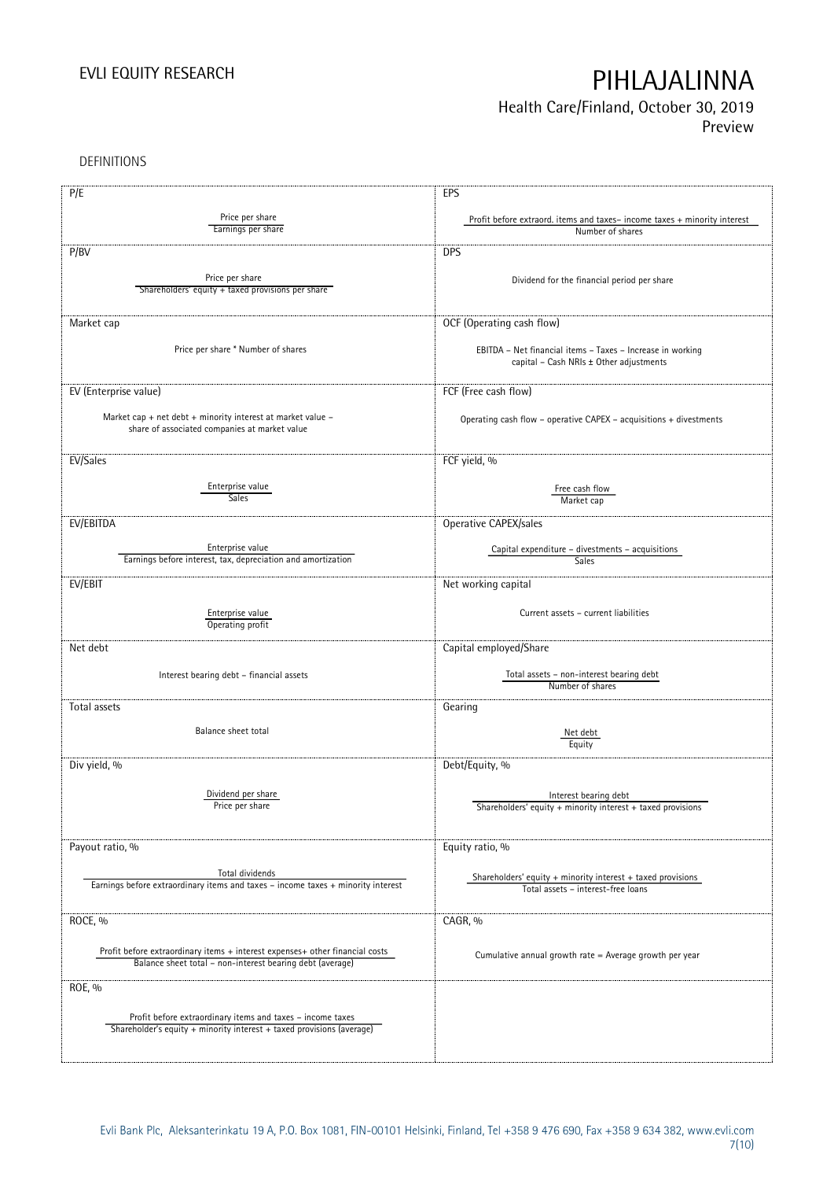DEFINITIONS

| P/E | EPS |
|---|---|
| $\frac{\text{Price per share}}{\text{Earnings per share}}$ | $\frac{\text{Profit before extraord. items and taxes} - \text{income taxes} + \text{minority interest}}{\text{Number of shares}}$ |
| **P/BV** | **DPS** |
| $\frac{\text{Price per share}}{\text{Shareholders' equity} + \text{taxed provisions per share}}$ | Dividend for the financial period per share |
| **Market cap** | **OCF (Operating cash flow)** |
| Price per share * Number of shares | EBITDA – Net financial items – Taxes – Increase in working capital – Cash NRIs ± Other adjustments |
| **EV (Enterprise value)** | **FCF (Free cash flow)** |
| Market cap + net debt + minority interest at market value – share of associated companies at market value | Operating cash flow – operative CAPEX – acquisitions + divestments |
| **EV/Sales** | **FCF yield, %** |
| $\frac{\text{Enterprise value}}{\text{Sales}}$ | $\frac{\text{Free cash flow}}{\text{Market cap}}$ |
| **EV/EBITDA** | **Operative CAPEX/sales** |
| $\frac{\text{Enterprise value}}{\text{Earnings before interest, tax, depreciation and amortization}}$ | $\frac{\text{Capital expenditure} - \text{divestments} - \text{acquisitions}}{\text{Sales}}$ |
| **EV/EBIT** | **Net working capital** |
| $\frac{\text{Enterprise value}}{\text{Operating profit}}$ | Current assets – current liabilities |
| **Net debt** | **Capital employed/Share** |
| Interest bearing debt – financial assets | $\frac{\text{Total assets} - \text{non-interest bearing debt}}{\text{Number of shares}}$ |
| **Total assets** | **Gearing** |
| Balance sheet total | $\frac{\text{Net debt}}{\text{Equity}}$ |
| **Div yield, %** | **Debt/Equity, %** |
| $\frac{\text{Dividend per share}}{\text{Price per share}}$ | $\frac{\text{Interest bearing debt}}{\text{Shareholders' equity} + \text{minority interest} + \text{taxed provisions}}$ |
| **Payout ratio, %** | **Equity ratio, %** |
| $\frac{\text{Total dividends}}{\text{Earnings before extraordinary items and taxes} - \text{income taxes} + \text{minority interest}}$ | $\frac{\text{Shareholders' equity} + \text{minority interest} + \text{taxed provisions}}{\text{Total assets} - \text{interest-free loans}}$ |
| **ROCE, %** | **CAGR, %** |
| $\frac{\text{Profit before extraordinary items} + \text{interest expenses} + \text{other financial costs}}{\text{Balance sheet total} - \text{non-interest bearing debt (average)}}$ | Cumulative annual growth rate = Average growth per year |
| **ROE, %** | |
| $\frac{\text{Profit before extraordinary items and taxes} - \text{income taxes}}{\text{Shareholder's equity} + \text{minority interest} + \text{taxed provisions (average)}}$ | |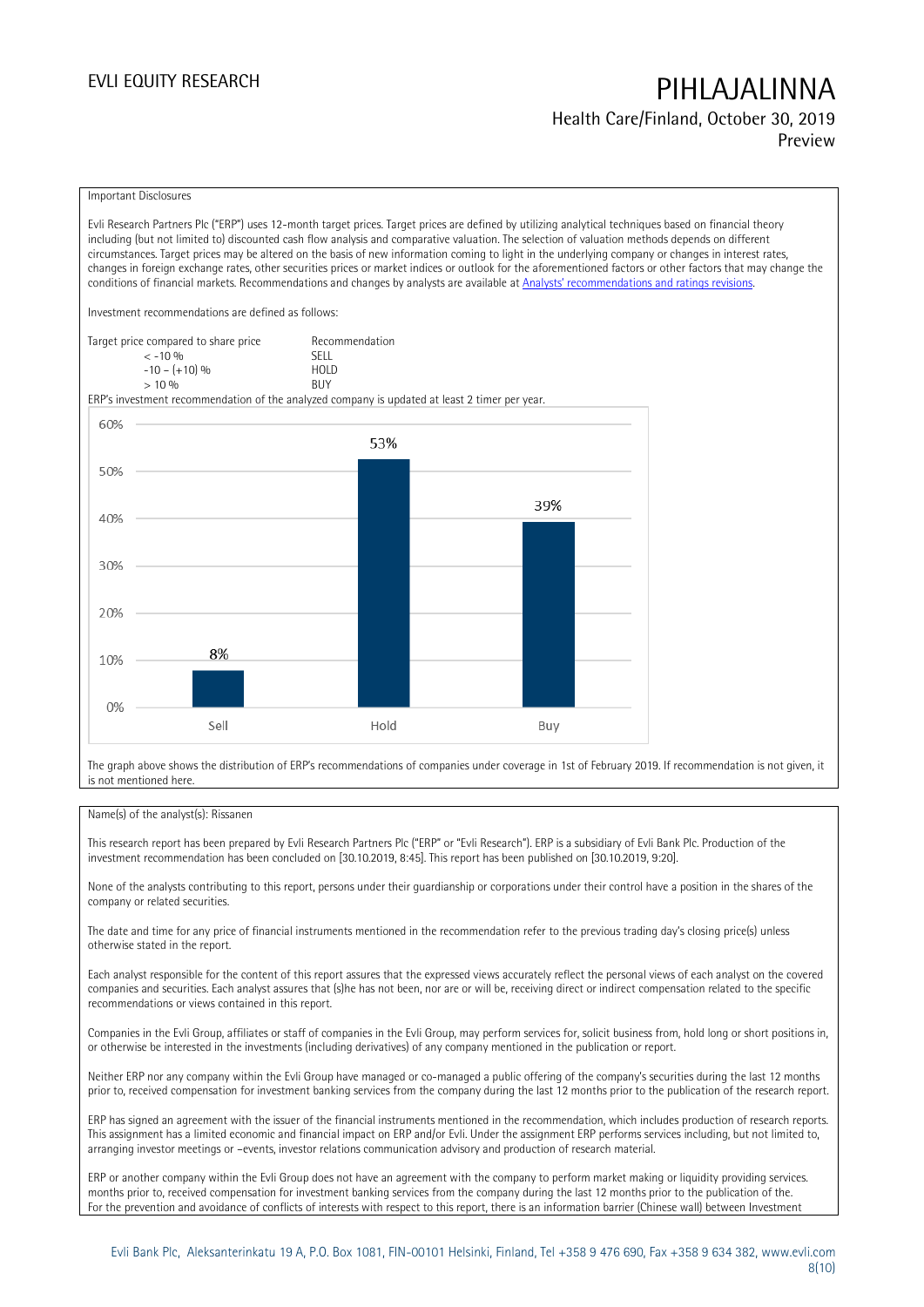Important Disclosures

Evli Research Partners Plc ("ERP") uses 12-month target prices. Target prices are defined by utilizing analytical techniques based on financial theory including (but not limited to) discounted cash flow analysis and comparative valuation. The selection of valuation methods depends on different circumstances. Target prices may be altered on the basis of new information coming to light in the underlying company or changes in interest rates, changes in foreign exchange rates, other securities prices or market indices or outlook for the aforementioned factors or other factors that may change the conditions of financial markets. Recommendations and changes by analysts are available at [Analysts' recommendations and ratings revisions](Analysts' recommendations and ratings revisions).

Investment recommendations are defined as follows:

| Target price compared to share price | Recommendation |
| --- | --- |
| < -10 % | SELL |
| -10 – (+10) % | HOLD |
| > 10 % | BUY |

ERP's investment recommendation of the analyzed company is updated at least 2 timer per year.

| | Sell | Hold | Buy |
| --- | --- | --- | --- |
| Share of recommendations | 8% | 53% | 39% |

The graph above shows the distribution of ERP's recommendations of companies under coverage in 1st of February 2019. If recommendation is not given, it is not mentioned here.

Name(s) of the analyst(s): Rissanen

This research report has been prepared by Evli Research Partners Plc ("ERP" or "Evli Research"). ERP is a subsidiary of Evli Bank Plc. Production of the investment recommendation has been concluded on [30.10.2019, 8:45]. This report has been published on [30.10.2019, 9:20].

None of the analysts contributing to this report, persons under their guardianship or corporations under their control have a position in the shares of the company or related securities.

The date and time for any price of financial instruments mentioned in the recommendation refer to the previous trading day's closing price(s) unless otherwise stated in the report.

Each analyst responsible for the content of this report assures that the expressed views accurately reflect the personal views of each analyst on the covered companies and securities. Each analyst assures that (s)he has not been, nor are or will be, receiving direct or indirect compensation related to the specific recommendations or views contained in this report.

Companies in the Evli Group, affiliates or staff of companies in the Evli Group, may perform services for, solicit business from, hold long or short positions in, or otherwise be interested in the investments (including derivatives) of any company mentioned in the publication or report.

Neither ERP nor any company within the Evli Group have managed or co-managed a public offering of the company's securities during the last 12 months prior to, received compensation for investment banking services from the company during the last 12 months prior to the publication of the research report.

ERP has signed an agreement with the issuer of the financial instruments mentioned in the recommendation, which includes production of research reports. This assignment has a limited economic and financial impact on ERP and/or Evli. Under the assignment ERP performs services including, but not limited to, arranging investor meetings or –events, investor relations communication advisory and production of research material.

ERP or another company within the Evli Group does not have an agreement with the company to perform market making or liquidity providing services. months prior to, received compensation for investment banking services from the company during the last 12 months prior to the publication of the.
For the prevention and avoidance of conflicts of interests with respect to this report, there is an information barrier (Chinese wall) between Investment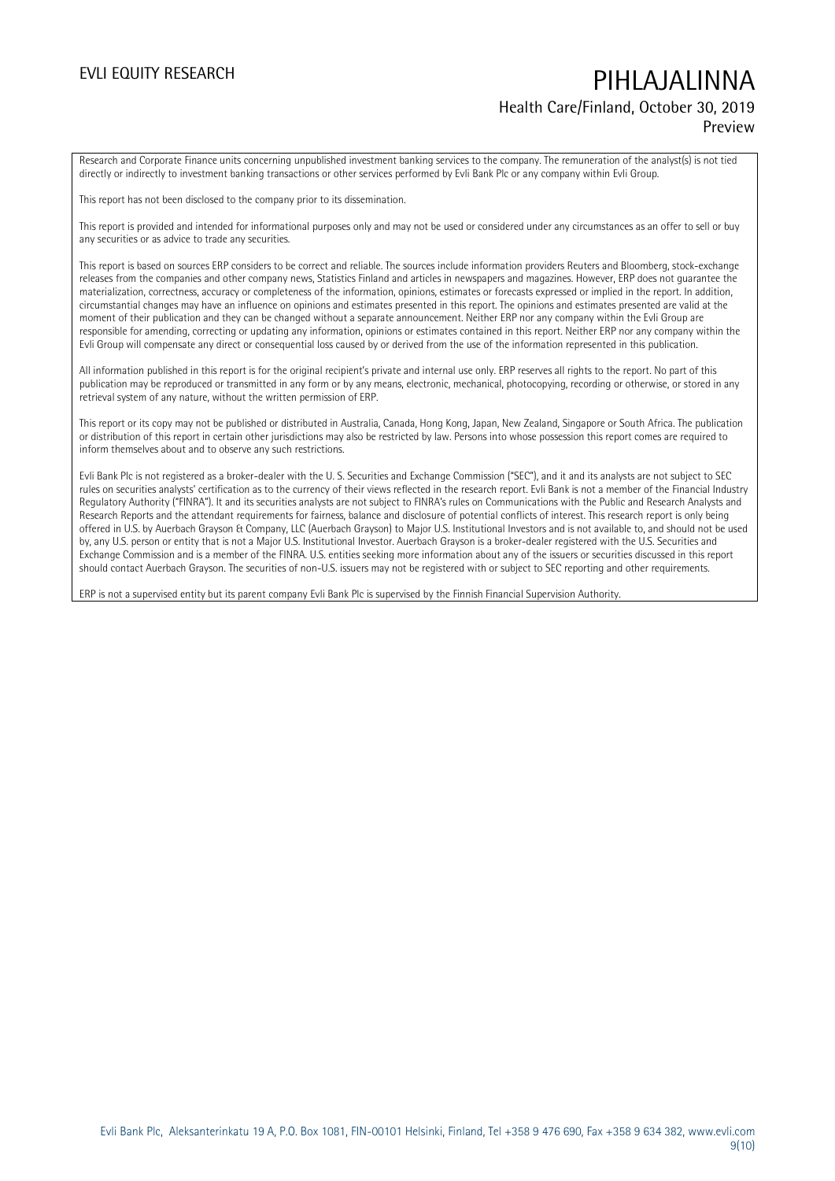Research and Corporate Finance units concerning unpublished investment banking services to the company. The remuneration of the analyst(s) is not tied directly or indirectly to investment banking transactions or other services performed by Evli Bank Plc or any company within Evli Group.

This report has not been disclosed to the company prior to its dissemination.

This report is provided and intended for informational purposes only and may not be used or considered under any circumstances as an offer to sell or buy any securities or as advice to trade any securities.

This report is based on sources ERP considers to be correct and reliable. The sources include information providers Reuters and Bloomberg, stock-exchange releases from the companies and other company news, Statistics Finland and articles in newspapers and magazines. However, ERP does not guarantee the materialization, correctness, accuracy or completeness of the information, opinions, estimates or forecasts expressed or implied in the report. In addition, circumstantial changes may have an influence on opinions and estimates presented in this report. The opinions and estimates presented are valid at the moment of their publication and they can be changed without a separate announcement. Neither ERP nor any company within the Evli Group are responsible for amending, correcting or updating any information, opinions or estimates contained in this report. Neither ERP nor any company within the Evli Group will compensate any direct or consequential loss caused by or derived from the use of the information represented in this publication.

All information published in this report is for the original recipient's private and internal use only. ERP reserves all rights to the report. No part of this publication may be reproduced or transmitted in any form or by any means, electronic, mechanical, photocopying, recording or otherwise, or stored in any retrieval system of any nature, without the written permission of ERP.

This report or its copy may not be published or distributed in Australia, Canada, Hong Kong, Japan, New Zealand, Singapore or South Africa. The publication or distribution of this report in certain other jurisdictions may also be restricted by law. Persons into whose possession this report comes are required to inform themselves about and to observe any such restrictions.

Evli Bank Plc is not registered as a broker-dealer with the U. S. Securities and Exchange Commission ("SEC"), and it and its analysts are not subject to SEC rules on securities analysts' certification as to the currency of their views reflected in the research report. Evli Bank is not a member of the Financial Industry Regulatory Authority ("FINRA"). It and its securities analysts are not subject to FINRA's rules on Communications with the Public and Research Analysts and Research Reports and the attendant requirements for fairness, balance and disclosure of potential conflicts of interest. This research report is only being offered in U.S. by Auerbach Grayson & Company, LLC (Auerbach Grayson) to Major U.S. Institutional Investors and is not available to, and should not be used by, any U.S. person or entity that is not a Major U.S. Institutional Investor. Auerbach Grayson is a broker-dealer registered with the U.S. Securities and Exchange Commission and is a member of the FINRA. U.S. entities seeking more information about any of the issuers or securities discussed in this report should contact Auerbach Grayson. The securities of non-U.S. issuers may not be registered with or subject to SEC reporting and other requirements.

ERP is not a supervised entity but its parent company Evli Bank Plc is supervised by the Finnish Financial Supervision Authority.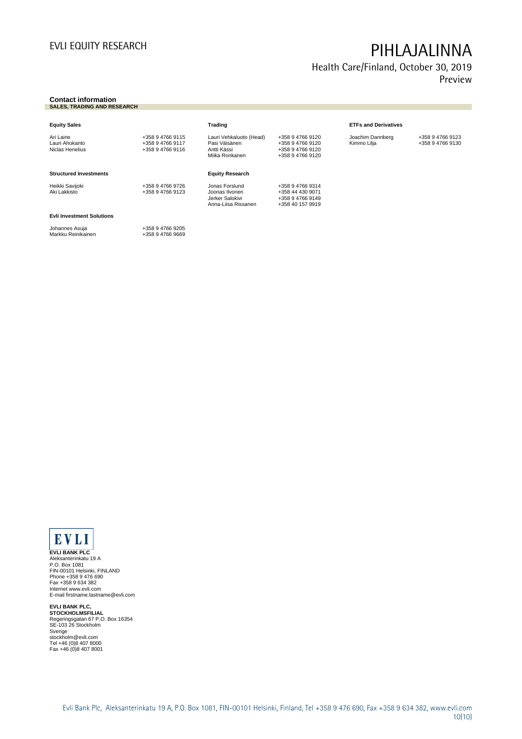## Contact information

**SALES, TRADING AND RESEARCH**

| | | | | | |
|---|---|---|---|---|---|
| **Equity Sales** | | **Trading** | | **ETFs and Derivatives** | |
| Ari Laine | +358 9 4766 9115 | Lauri Vehkaluoto (Head) | +358 9 4766 9120 | Joachim Dannberg | +358 9 4766 9123 |
| Lauri Ahokanto | +358 9 4766 9117 | Pasi Väisänen | +358 9 4766 9120 | Kimmo Lilja | +358 9 4766 9130 |
| Niclas Henelius | +358 9 4766 9116 | Antti Kässi | +358 9 4766 9120 | | |
| | | Miika Ronkanen | +358 9 4766 9120 | | |
| **Structured Investments** | | **Equity Research** | | | |
| Heikki Savijoki | +358 9 4766 9726 | Jonas Forslund | +358 9 4766 9314 | | |
| Aki Lakkisto | +358 9 4766 9123 | Joonas Ilvonen | +358 44 430 9071 | | |
| | | Jerker Salokivi | +358 9 4766 9149 | | |
| | | Anna-Liisa Rissanen | +358 40 157 9919 | | |
| **Evli Investment Solutions** | | | | | |
| Johannes Asuja | +358 9 4766 9205 | | | | |
| Markku Reinikainen | +358 9 4766 9669 | | | | |

EVLI

**EVLI BANK PLC**
Aleksanterinkatu 19 A
P.O. Box 1081
FIN-00101 Helsinki, FINLAND
Phone +358 9 476 690
Fax +358 9 634 382
Internet www.evli.com
E-mail firstname.lastname@evli.com

**EVLI BANK PLC,
STOCKHOLMSFILIAL**
Regeringsgatan 67 P.O. Box 16354
SE-103 26 Stockholm
Sverige
stockholm@evli.com
Tel +46 (0)8 407 8000
Fax +46 (0)8 407 8001